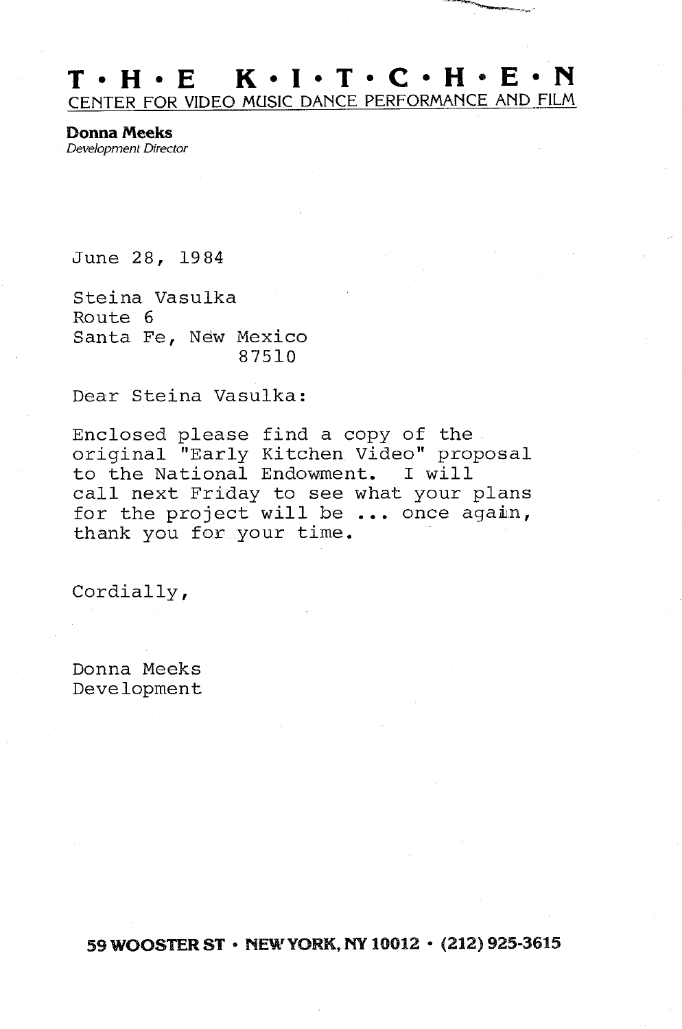# T • H • E K • I • T • C • H • E • N

CENTER FOR VIDEO MUSIC DANCE PERFORMANCE AND FILM

**Donna Meeks**
*Development Director*

June 28, 1984

Steina Vasulka
Route 6
Santa Fe, New Mexico
87510

Dear Steina Vasulka:

Enclosed please find a copy of the original "Early Kitchen Video" proposal to the National Endowment. I will call next Friday to see what your plans for the project will be ... once again, thank you for your time.

Cordially,

Donna Meeks
Development

**59 WOOSTER ST • NEW YORK, NY 10012 • (212) 925-3615**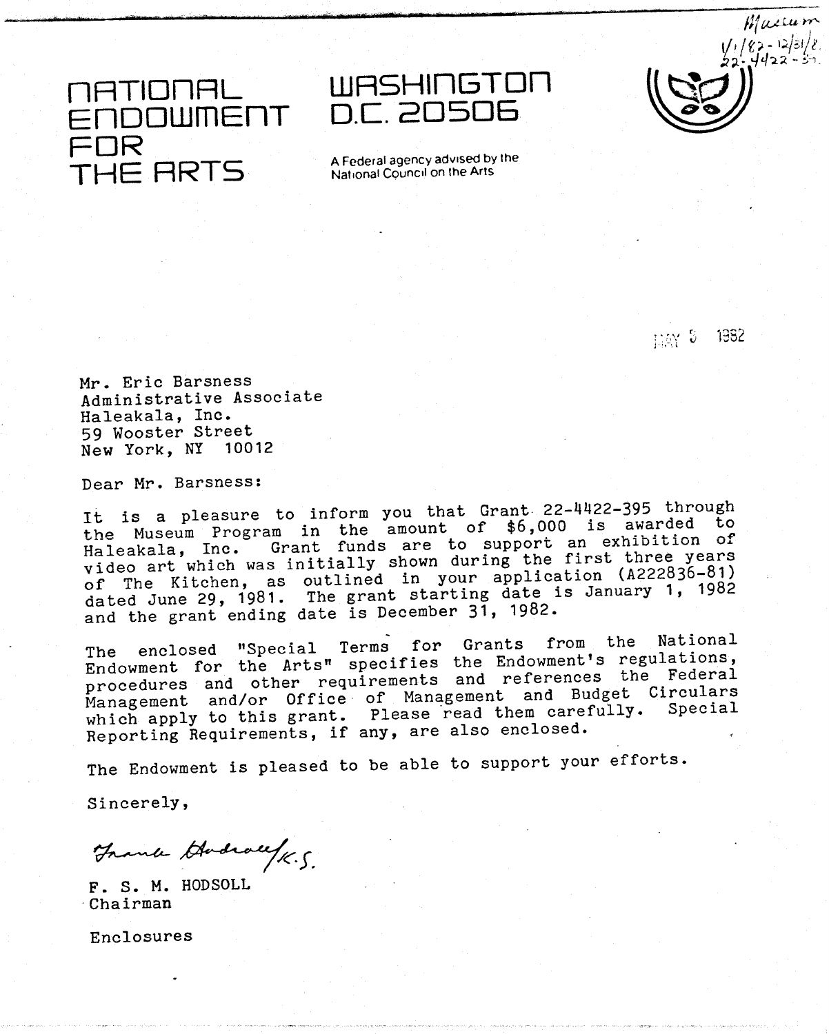Museum
1/1/82 - 12/31/82
22-4422-395

# NATIONAL ENDOWMENT FOR THE ARTS

WASHINGTON D.C. 20506

A Federal agency advised by the National Council on the Arts

MAY 5 1982

Mr. Eric Barsness
Administrative Associate
Haleakala, Inc.
59 Wooster Street
New York, NY 10012

Dear Mr. Barsness:

It is a pleasure to inform you that Grant 22-4422-395 through the Museum Program in the amount of $6,000 is awarded to Haleakala, Inc. Grant funds are to support an exhibition of video art which was initially shown during the first three years of The Kitchen, as outlined in your application (A222836-81) dated June 29, 1981. The grant starting date is January 1, 1982 and the grant ending date is December 31, 1982.

The enclosed "Special Terms for Grants from the National Endowment for the Arts" specifies the Endowment's regulations, procedures and other requirements and references the Federal Management and/or Office of Management and Budget Circulars which apply to this grant. Please read them carefully. Special Reporting Requirements, if any, are also enclosed.

The Endowment is pleased to be able to support your efforts.

Sincerely,

Frank Hodsoll/K.S.

F. S. M. HODSOLL
Chairman

Enclosures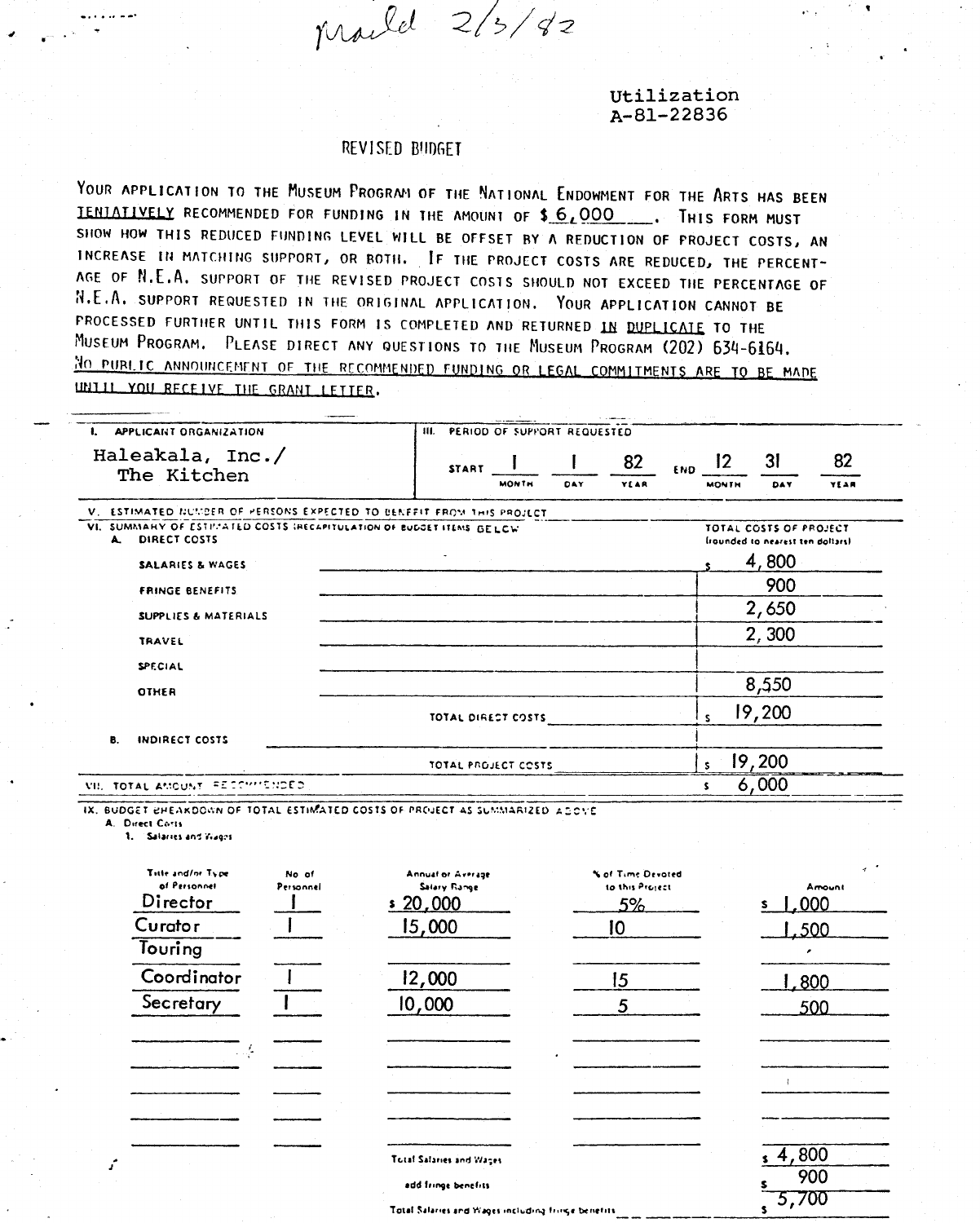mailed 2/3/82

Utilization
A-81-22836

# REVISED BUDGET

YOUR APPLICATION TO THE MUSEUM PROGRAM OF THE NATIONAL ENDOWMENT FOR THE ARTS HAS BEEN TENTATIVELY RECOMMENDED FOR FUNDING IN THE AMOUNT OF $ 6,000. THIS FORM MUST SHOW HOW THIS REDUCED FUNDING LEVEL WILL BE OFFSET BY A REDUCTION OF PROJECT COSTS, AN INCREASE IN MATCHING SUPPORT, OR BOTH. IF THE PROJECT COSTS ARE REDUCED, THE PERCENTAGE OF N.E.A. SUPPORT OF THE REVISED PROJECT COSTS SHOULD NOT EXCEED THE PERCENTAGE OF N.E.A. SUPPORT REQUESTED IN THE ORIGINAL APPLICATION. YOUR APPLICATION CANNOT BE PROCESSED FURTHER UNTIL THIS FORM IS COMPLETED AND RETURNED IN DUPLICATE TO THE MUSEUM PROGRAM. PLEASE DIRECT ANY QUESTIONS TO THE MUSEUM PROGRAM (202) 634-6164. NO PUBLIC ANNOUNCEMENT OF THE RECOMMENDED FUNDING OR LEGAL COMMITMENTS ARE TO BE MADE UNTIL YOU RECEIVE THE GRANT LETTER.

**I. APPLICANT ORGANIZATION**

Haleakala, Inc./
The Kitchen

**III. PERIOD OF SUPPORT REQUESTED**

START 1 / 1 / 82 (MONTH / DAY / YEAR) END 12 / 31 / 82 (MONTH / DAY / YEAR)

**V. ESTIMATED NUMBER OF PERSONS EXPECTED TO BENEFIT FROM THIS PROJECT**

**VI. SUMMARY OF ESTIMATED COSTS (RECAPITULATION OF BUDGET ITEMS BELOW)**

| | TOTAL COSTS OF PROJECT (rounded to nearest ten dollars) |
|---|---|
| **A. DIRECT COSTS** | |
| SALARIES & WAGES | $ 4,800 |
| FRINGE BENEFITS | 900 |
| SUPPLIES & MATERIALS | 2,650 |
| TRAVEL | 2,300 |
| SPECIAL | |
| OTHER | 8,550 |
| TOTAL DIRECT COSTS | $ 19,200 |
| **B. INDIRECT COSTS** | |
| TOTAL PROJECT COSTS | $ 19,200 |
| **VII. TOTAL AMOUNT RECOMMENDED** | $ 6,000 |

**IX. BUDGET BREAKDOWN OF TOTAL ESTIMATED COSTS OF PROJECT AS SUMMARIZED ABOVE**

A. Direct Costs

1. Salaries and Wages

| Title and/or Type of Personnel | No. of Personnel | Annual or Average Salary Range | % of Time Devoted to this Project | Amount |
|---|---|---|---|---|
| Director | 1 | $ 20,000 | 5% | $ 1,000 |
| Curator | 1 | 15,000 | 10 | 1,500 |
| Touring Coordinator | 1 | 12,000 | 15 | 1,800 |
| Secretary | 1 | 10,000 | 5 | 500 |
| | | | | |
| | | | Total Salaries and Wages | $ 4,800 |
| | | | add fringe benefits | $ 900 |
| | | | Total Salaries and Wages including fringe benefits | $ 5,700 |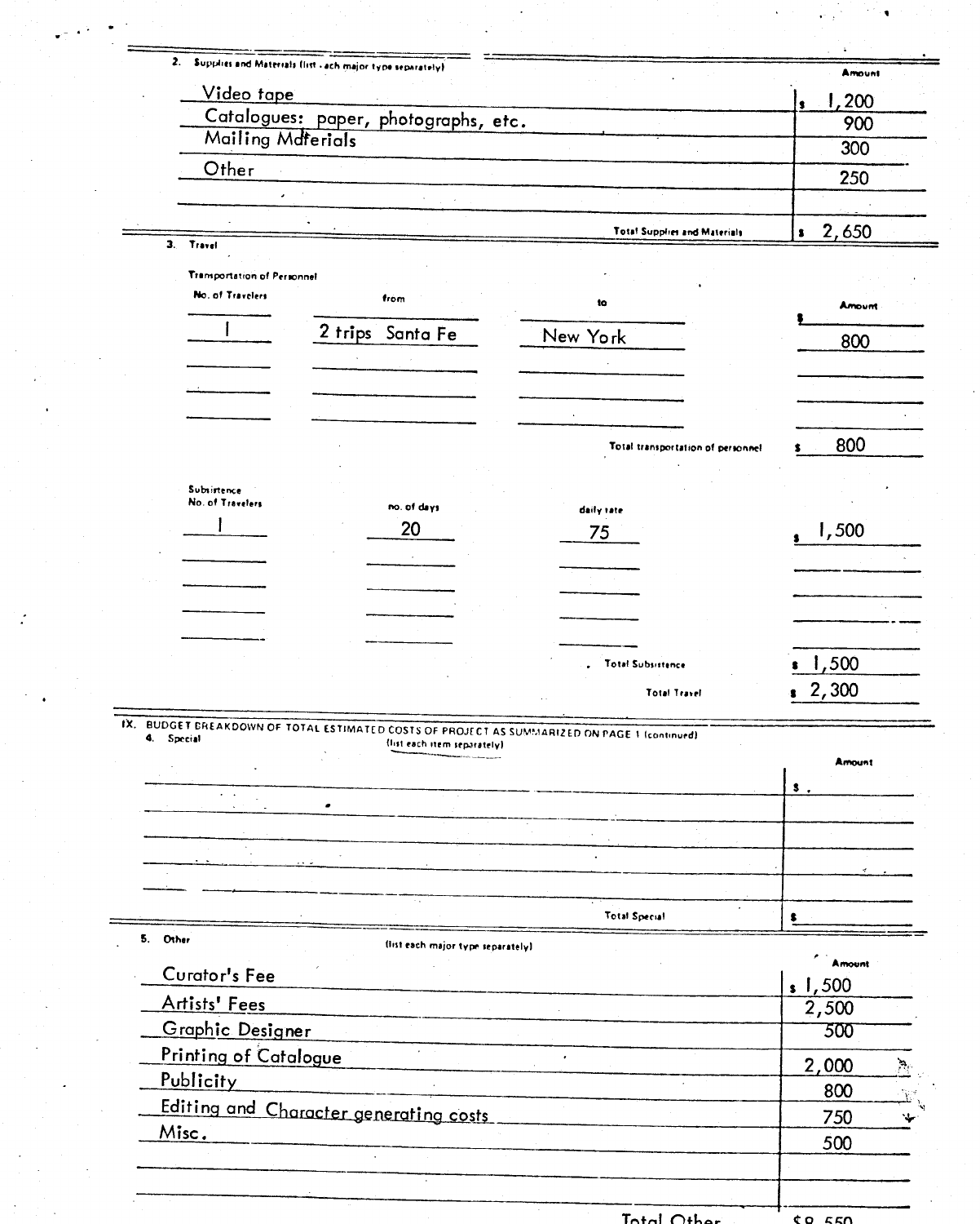2. Supplies and Materials (list each major type separately)

| Item | Amount |
|---|---|
| Video tape | $ 1,200 |
| Catalogues: paper, photographs, etc. | 900 |
| Mailing Materials | 300 |
| Other | 250 |
| | |
| Total Supplies and Materials | $ 2,650 |

3. Travel

Transportation of Personnel

| No. of Travelers | from | to | Amount |
|---|---|---|---|
| 1 | 2 trips Santa Fe | New York | $ 800 |
| | | | |
| | | Total transportation of personnel | $ 800 |

Subsistence

| No. of Travelers | no. of days | daily rate | Amount |
|---|---|---|---|
| 1 | 20 | 75 | $ 1,500 |
| | | | |
| | | Total Subsistence | $ 1,500 |
| | | Total Travel | $ 2,300 |

IX. BUDGET BREAKDOWN OF TOTAL ESTIMATED COSTS OF PROJECT AS SUMMARIZED ON PAGE 1 (continued)

4. Special (list each item separately)

| Item | Amount |
|---|---|
| | $ |
| | |
| Total Special | $ |

5. Other (list each major type separately)

| Item | Amount |
|---|---|
| Curator's Fee | $ 1,500 |
| Artists' Fees | 2,500 |
| Graphic Designer | 500 |
| Printing of Catalogue | 2,000 |
| Publicity | 800 |
| Editing and Character generating costs | 750 |
| Misc. | 500 |
| | |
| Total Other | $8,550 |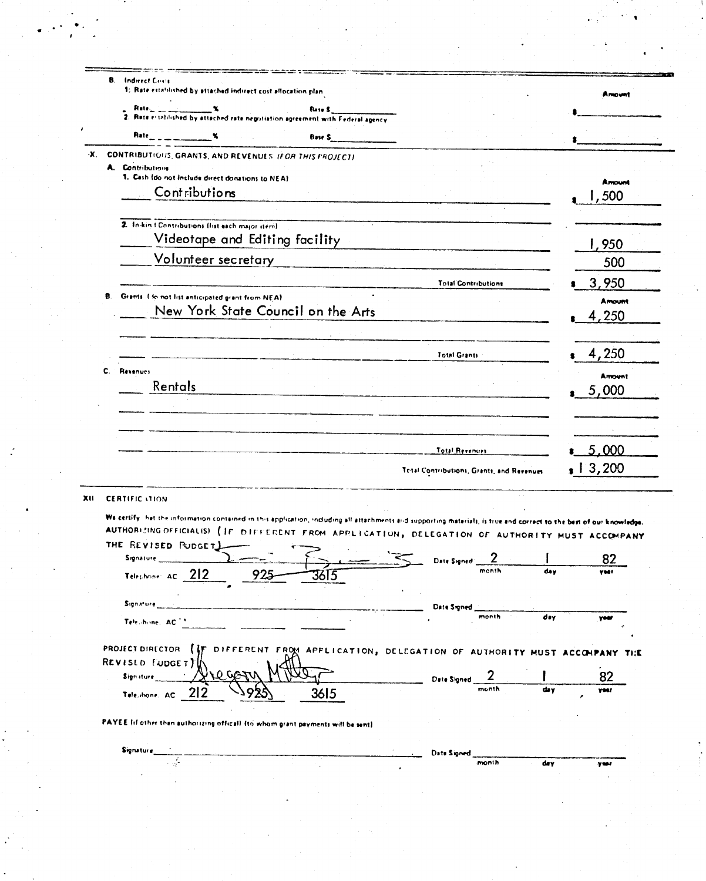**B. Indirect Costs**

1. Rate established by attached indirect cost allocation plan

| | Amount |
|---|---|
| Rate ______ % Base $ ______ | $ ______ |

2. Rate established by attached rate negotiation agreement with Federal agency

| | |
|---|---|
| Rate ______ % Base $ ______ | $ ______ |

**X. CONTRIBUTIONS, GRANTS, AND REVENUES** *(FOR THIS PROJECT)*

**A. Contributions**

1. Cash (do not include direct donations to NEA)

| | Amount |
|---|---|
| Contributions | $ 1,500 |

2. In-kind Contributions (list each major item)

| | |
|---|---|
| Videotape and Editing facility | 1,950 |
| Volunteer secretary | 500 |
| Total Contributions | $ 3,950 |

**B. Grants** (do not list anticipated grant from NEA)

| | Amount |
|---|---|
| New York State Council on the Arts | $ 4,250 |
| | |
| Total Grants | $ 4,250 |

**C. Revenues**

| | Amount |
|---|---|
| Rentals | $ 5,000 |
| | |
| | |
| Total Revenues | $ 5,000 |
| Total Contributions, Grants, and Revenues | $ 13,200 |

**XII CERTIFICATION**

We certify that the information contained in this application, including all attachments and supporting materials, is true and correct to the best of our knowledge.

AUTHORIZING OFFICIAL(S) (IF DIFFERENT FROM APPLICATION, DELEGATION OF AUTHORITY MUST ACCOMPANY THE REVISED BUDGET)

Signature ______ Date Signed 2 (month) 1 (day) 82 (year)

Telephone: AC 212 925 3615

Signature ______ Date Signed ______ month day year

Telephone: AC ______

PROJECT DIRECTOR (IF DIFFERENT FROM APPLICATION, DELEGATION OF AUTHORITY MUST ACCOMPANY THE REVISED BUDGET)

Signature Gregory Miller Date Signed 2 (month) 1 (day) 82 (year)

Telephone: AC 212 925 3615

PAYEE (if other than authorizing official) (to whom grant payments will be sent)

Signature ______ Date Signed ______ month day year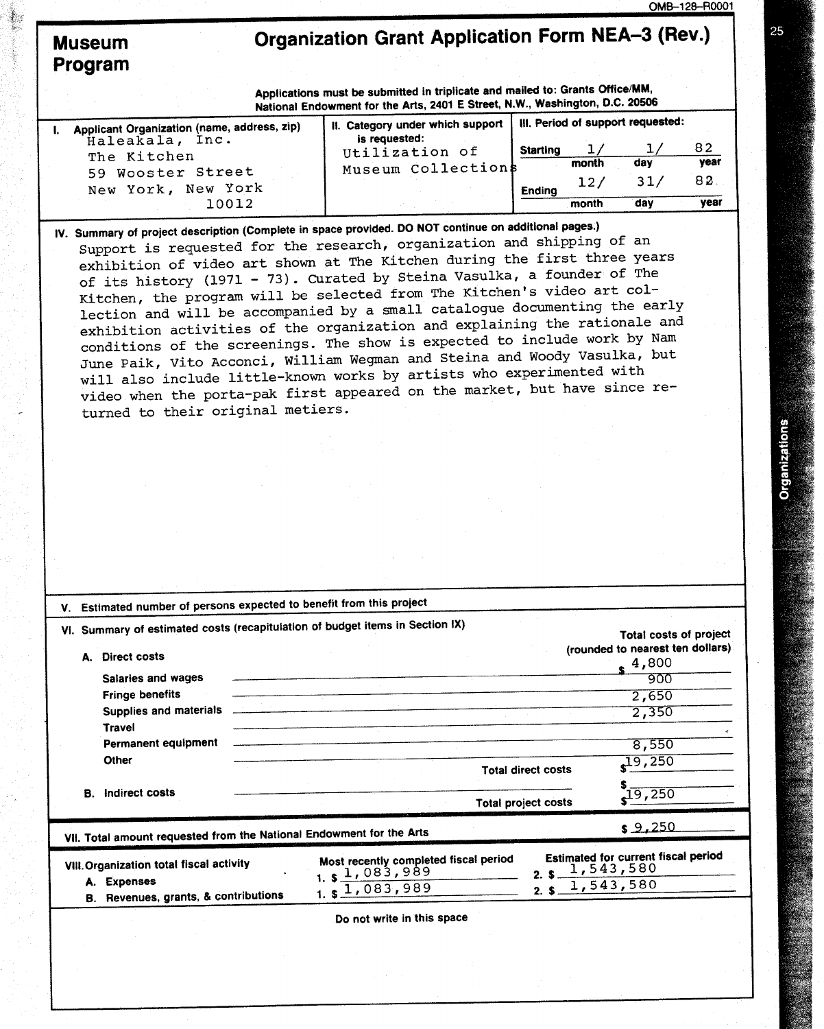OMB-128-R0001

# Museum Program

## Organization Grant Application Form NEA-3 (Rev.)

**Applications must be submitted in triplicate and mailed to: Grants Office/MM, National Endowment for the Arts, 2401 E Street, N.W., Washington, D.C. 20506**

| I. Applicant Organization (name, address, zip) | II. Category under which support is requested: | III. Period of support requested: |
|---|---|---|
| Haleakala, Inc.<br>The Kitchen<br>59 Wooster Street<br>New York, New York<br>10012 | Utilization of Museum Collections | Starting 1/ 1/ 82 (month day year)<br>Ending 12/ 31/ 82 (month day year) |

**IV. Summary of project description (Complete in space provided. DO NOT continue on additional pages.)**

Support is requested for the research, organization and shipping of an exhibition of video art shown at The Kitchen during the first three years of its history (1971 - 73). Curated by Steina Vasulka, a founder of The Kitchen, the program will be selected from The Kitchen's video art collection and will be accompanied by a small catalogue documenting the early exhibition activities of the organization and explaining the rationale and conditions of the screenings. The show is expected to include work by Nam June Paik, Vito Acconci, William Wegman and Steina and Woody Vasulka, but will also include little-known works by artists who experimented with video when the porta-pak first appeared on the market, but have since returned to their original metiers.

**V. Estimated number of persons expected to benefit from this project**

**VI. Summary of estimated costs (recapitulation of budget items in Section IX)**

| A. Direct costs | Total costs of project (rounded to nearest ten dollars) |
|---|---|
| Salaries and wages | $ 4,800 |
| Fringe benefits | 900 |
| Supplies and materials | 2,650 |
| Travel | 2,350 |
| Permanent equipment | |
| Other | 8,550 |
| Total direct costs | $19,250 |
| B. Indirect costs | $ |
| Total project costs | $19,250 |

**VII. Total amount requested from the National Endowment for the Arts** $ 9,250

| VIII. Organization total fiscal activity | Most recently completed fiscal period | Estimated for current fiscal period |
|---|---|---|
| A. Expenses | 1. $ 1,083,989 | 2. $ 1,543,580 |
| B. Revenues, grants, & contributions | 1. $ 1,083,989 | 2. $ 1,543,580 |

Do not write in this space

Organizations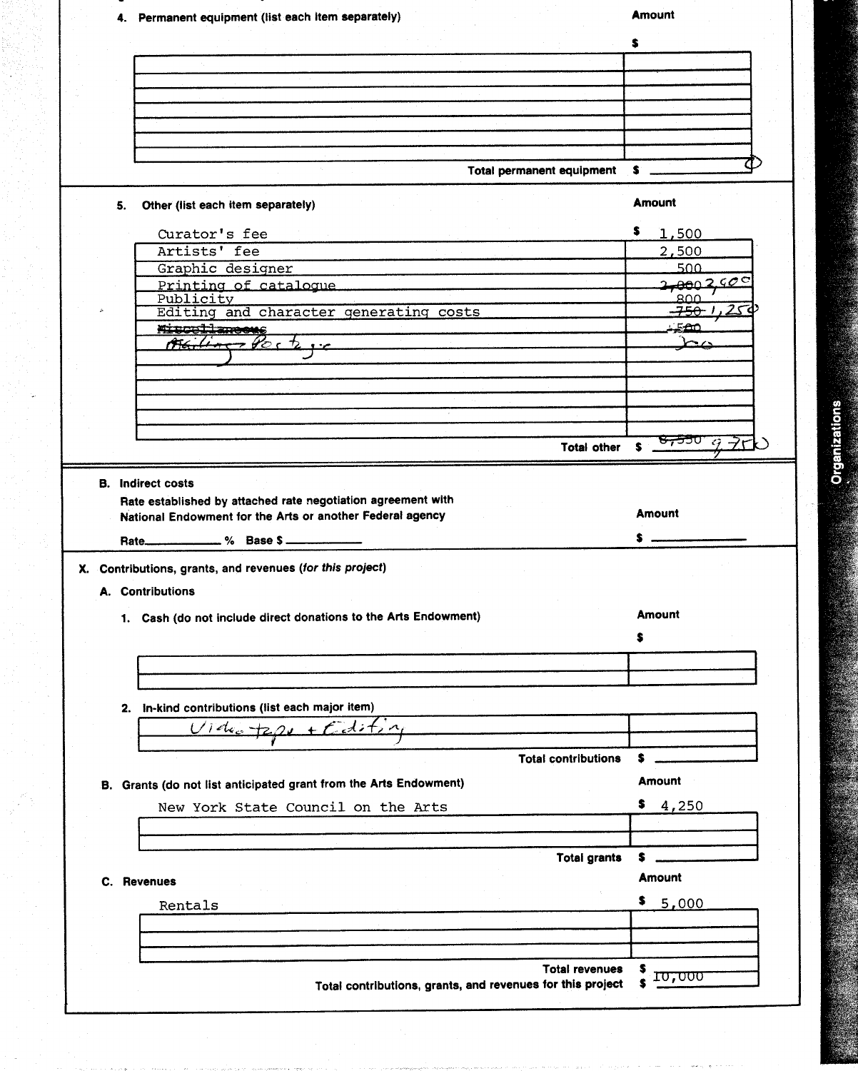4. **Permanent equipment (list each item separately)**

| | Amount |
|---|---|
| | $ |
| | |
| | |
| | |
| | |
| | |
| | |

Total permanent equipment $ 0

5. **Other (list each item separately)**

| | Amount |
|---|---|
| Curator's fee | $ 1,500 |
| Artists' fee | 2,500 |
| Graphic designer | 500 |
| Printing of catalogue | ~~2,000~~ 2,900 |
| Publicity | 800 |
| Editing and character generating costs | ~~750~~ 1,250 |
| ~~Miscellaneous~~ | ~~500~~ |
| Mailing Postage | 300 |
| | |
| | |
| | |
| | |
| | |

Total other $ ~~8,550~~ 9,750

**B. Indirect costs**

Rate established by attached rate negotiation agreement with National Endowment for the Arts or another Federal agency

Rate_______ % Base $_______ Amount $_______

**X. Contributions, grants, and revenues** (*for this project*)

**A. Contributions**

1. Cash (do not include direct donations to the Arts Endowment)

| | Amount |
|---|---|
| | $ |
| | |
| | |

2. In-kind contributions (list each major item)

| | |
|---|---|
| Videotape + Editing | |
| | |

Total contributions $

**B. Grants** (do not list anticipated grant from the Arts Endowment)

| | Amount |
|---|---|
| New York State Council on the Arts | $ 4,250 |
| | |
| | |

Total grants $

**C. Revenues**

| | Amount |
|---|---|
| Rentals | $ 5,000 |
| | |
| | |
| | |

Total revenues $

Total contributions, grants, and revenues for this project $ 10,000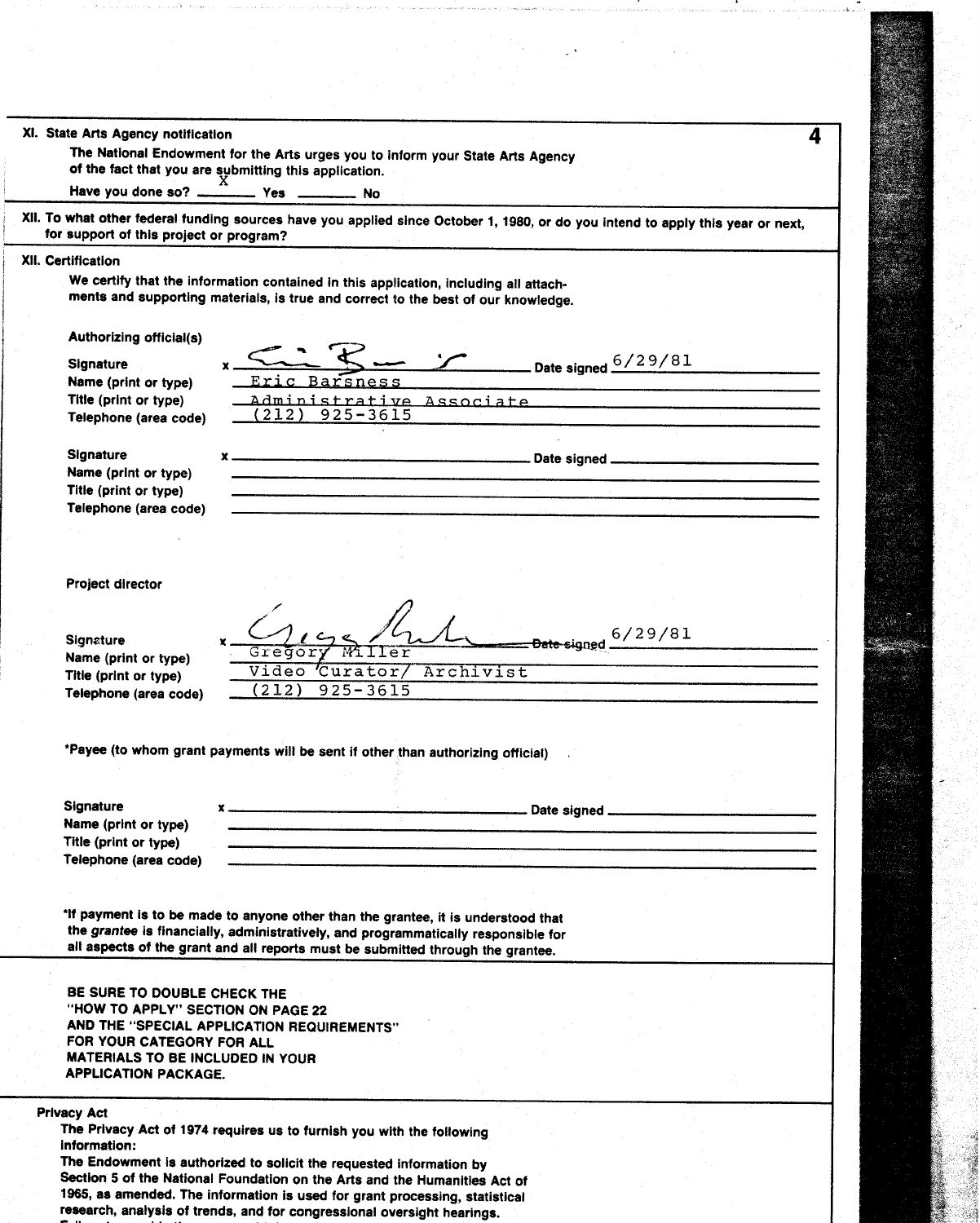**XI. State Arts Agency notification**

The National Endowment for the Arts urges you to inform your State Arts Agency of the fact that you are submitting this application.

Have you done so? X Yes ______ No

**XII. To what other federal funding sources have you applied since October 1, 1980, or do you intend to apply this year or next, for support of this project or program?**

**XII. Certification**

We certify that the information contained in this application, including all attachments and supporting materials, is true and correct to the best of our knowledge.

**Authorizing official(s)**

Signature x [signature] Date signed 6/29/81
Name (print or type) Eric Barsness
Title (print or type) Administrative Associate
Telephone (area code) (212) 925-3615

Signature x ______ Date signed ______
Name (print or type) ______
Title (print or type) ______
Telephone (area code) ______

**Project director**

Signature x [signature] Date signed 6/29/81
Name (print or type) Gregory Miller
Title (print or type) Video Curator/ Archivist
Telephone (area code) (212) 925-3615

**\*Payee (to whom grant payments will be sent if other than authorizing official)**

Signature x ______ Date signed ______
Name (print or type) ______
Title (print or type) ______
Telephone (area code) ______

\*If payment is to be made to anyone other than the grantee, it is understood that the *grantee* is financially, administratively, and programmatically responsible for all aspects of the grant and all reports must be submitted through the grantee.

**BE SURE TO DOUBLE CHECK THE "HOW TO APPLY" SECTION ON PAGE 22 AND THE "SPECIAL APPLICATION REQUIREMENTS" FOR YOUR CATEGORY FOR ALL MATERIALS TO BE INCLUDED IN YOUR APPLICATION PACKAGE.**

**Privacy Act**

The Privacy Act of 1974 requires us to furnish you with the following information:
The Endowment is authorized to solicit the requested information by Section 5 of the National Foundation on the Arts and the Humanities Act of 1965, as amended. The information is used for grant processing, statistical research, analysis of trends, and for congressional oversight hearings.